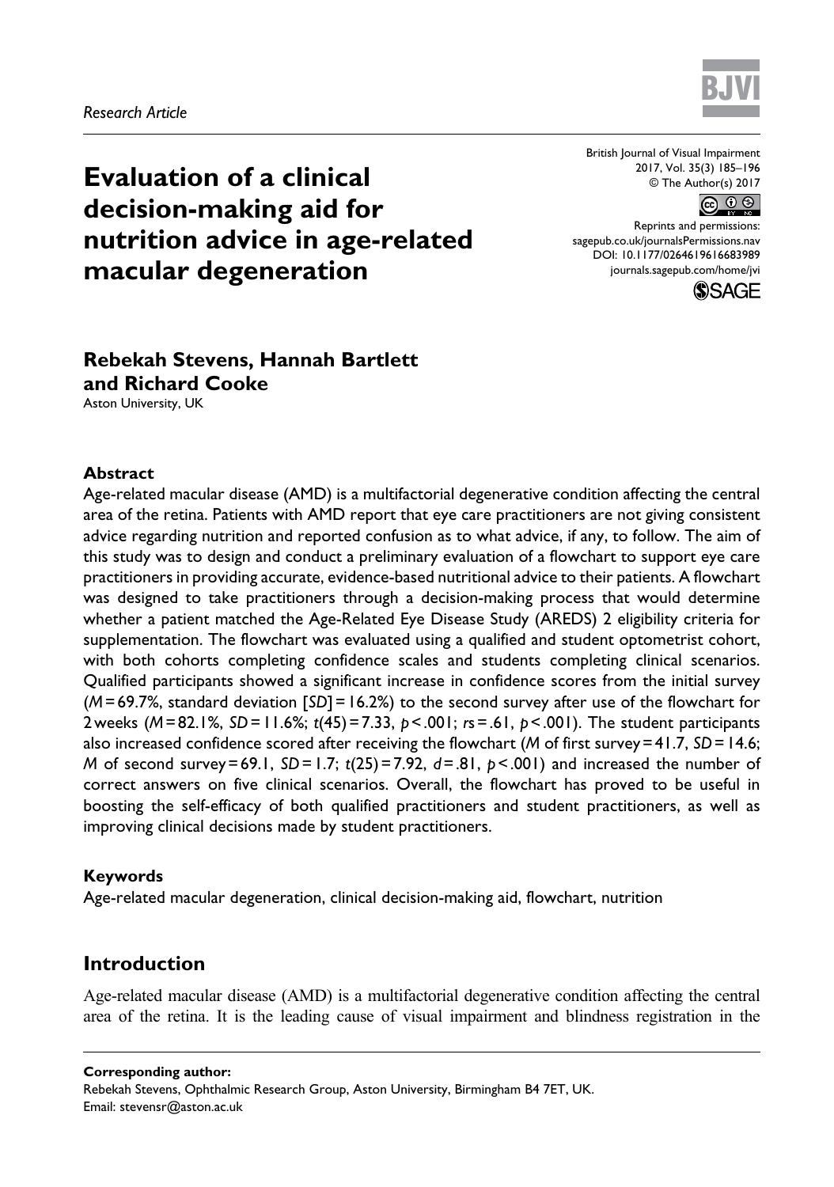*Research Article*

# Evaluation of a clinical decision-making aid for nutrition advice in age-related macular degeneration

**Rebekah Stevens, Hannah Bartlett and Richard Cooke**
Aston University, UK

### Abstract

Age-related macular disease (AMD) is a multifactorial degenerative condition affecting the central area of the retina. Patients with AMD report that eye care practitioners are not giving consistent advice regarding nutrition and reported confusion as to what advice, if any, to follow. The aim of this study was to design and conduct a preliminary evaluation of a flowchart to support eye care practitioners in providing accurate, evidence-based nutritional advice to their patients. A flowchart was designed to take practitioners through a decision-making process that would determine whether a patient matched the Age-Related Eye Disease Study (AREDS) 2 eligibility criteria for supplementation. The flowchart was evaluated using a qualified and student optometrist cohort, with both cohorts completing confidence scales and students completing clinical scenarios. Qualified participants showed a significant increase in confidence scores from the initial survey ($M$ = 69.7%, standard deviation [$SD$] = 16.2%) to the second survey after use of the flowchart for 2 weeks ($M$ = 82.1%, $SD$ = 11.6%; $t(45) = 7.33$, $p < .001$; $rs = .61$, $p < .001$). The student participants also increased confidence scored after receiving the flowchart ($M$ of first survey = 41.7, $SD$ = 14.6; $M$ of second survey = 69.1, $SD$ = 1.7; $t(25) = 7.92$, $d = .81$, $p < .001$) and increased the number of correct answers on five clinical scenarios. Overall, the flowchart has proved to be useful in boosting the self-efficacy of both qualified practitioners and student practitioners, as well as improving clinical decisions made by student practitioners.

### Keywords

Age-related macular degeneration, clinical decision-making aid, flowchart, nutrition

## Introduction

Age-related macular disease (AMD) is a multifactorial degenerative condition affecting the central area of the retina. It is the leading cause of visual impairment and blindness registration in the

**Corresponding author:**
Rebekah Stevens, Ophthalmic Research Group, Aston University, Birmingham B4 7ET, UK.
Email: stevensr@aston.ac.uk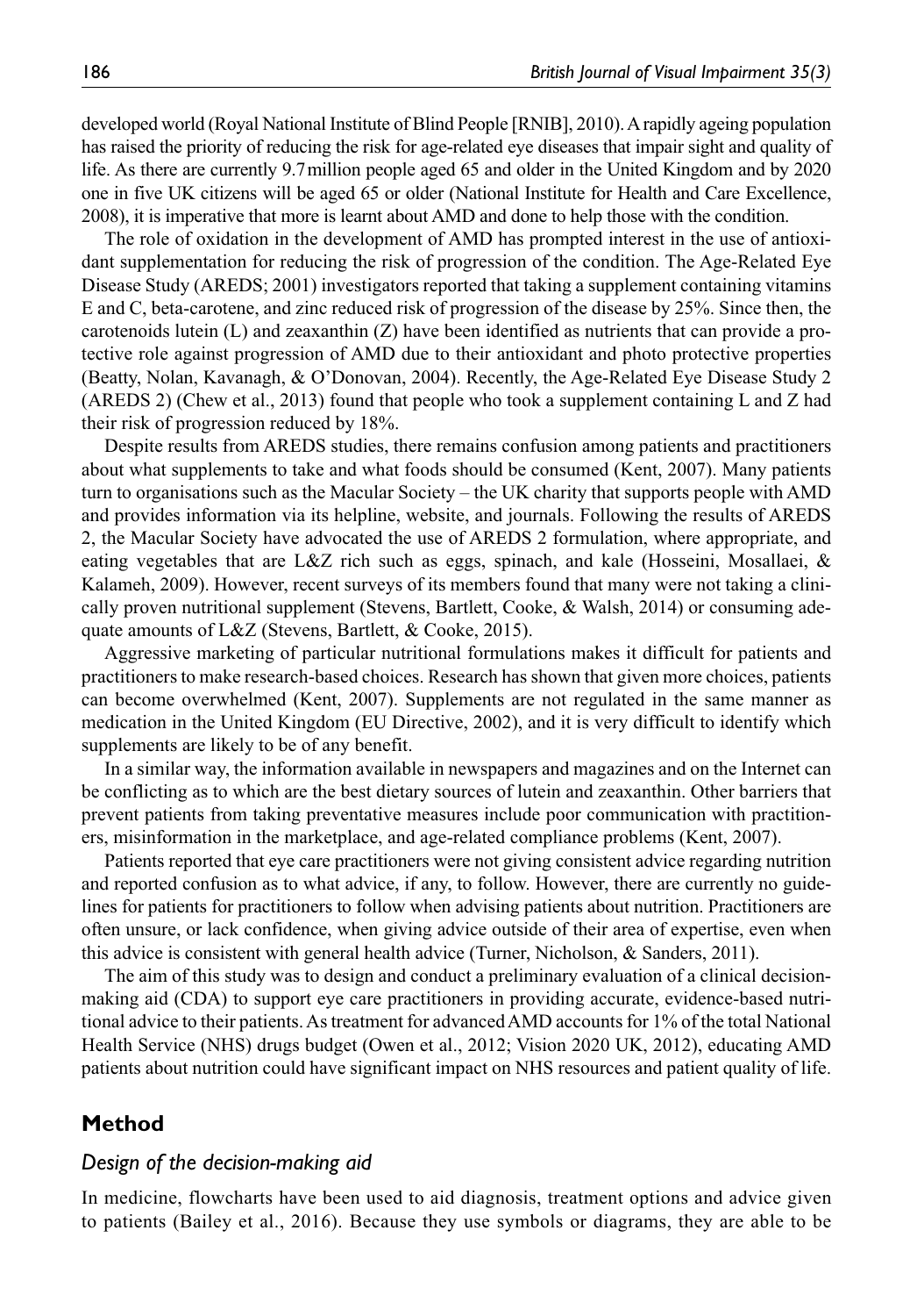developed world (Royal National Institute of Blind People [RNIB], 2010). A rapidly ageing population has raised the priority of reducing the risk for age-related eye diseases that impair sight and quality of life. As there are currently 9.7 million people aged 65 and older in the United Kingdom and by 2020 one in five UK citizens will be aged 65 or older (National Institute for Health and Care Excellence, 2008), it is imperative that more is learnt about AMD and done to help those with the condition.

The role of oxidation in the development of AMD has prompted interest in the use of antioxidant supplementation for reducing the risk of progression of the condition. The Age-Related Eye Disease Study (AREDS; 2001) investigators reported that taking a supplement containing vitamins E and C, beta-carotene, and zinc reduced risk of progression of the disease by 25%. Since then, the carotenoids lutein (L) and zeaxanthin (Z) have been identified as nutrients that can provide a protective role against progression of AMD due to their antioxidant and photo protective properties (Beatty, Nolan, Kavanagh, & O'Donovan, 2004). Recently, the Age-Related Eye Disease Study 2 (AREDS 2) (Chew et al., 2013) found that people who took a supplement containing L and Z had their risk of progression reduced by 18%.

Despite results from AREDS studies, there remains confusion among patients and practitioners about what supplements to take and what foods should be consumed (Kent, 2007). Many patients turn to organisations such as the Macular Society – the UK charity that supports people with AMD and provides information via its helpline, website, and journals. Following the results of AREDS 2, the Macular Society have advocated the use of AREDS 2 formulation, where appropriate, and eating vegetables that are L&Z rich such as eggs, spinach, and kale (Hosseini, Mosallaei, & Kalameh, 2009). However, recent surveys of its members found that many were not taking a clinically proven nutritional supplement (Stevens, Bartlett, Cooke, & Walsh, 2014) or consuming adequate amounts of L&Z (Stevens, Bartlett, & Cooke, 2015).

Aggressive marketing of particular nutritional formulations makes it difficult for patients and practitioners to make research-based choices. Research has shown that given more choices, patients can become overwhelmed (Kent, 2007). Supplements are not regulated in the same manner as medication in the United Kingdom (EU Directive, 2002), and it is very difficult to identify which supplements are likely to be of any benefit.

In a similar way, the information available in newspapers and magazines and on the Internet can be conflicting as to which are the best dietary sources of lutein and zeaxanthin. Other barriers that prevent patients from taking preventative measures include poor communication with practitioners, misinformation in the marketplace, and age-related compliance problems (Kent, 2007).

Patients reported that eye care practitioners were not giving consistent advice regarding nutrition and reported confusion as to what advice, if any, to follow. However, there are currently no guidelines for patients for practitioners to follow when advising patients about nutrition. Practitioners are often unsure, or lack confidence, when giving advice outside of their area of expertise, even when this advice is consistent with general health advice (Turner, Nicholson, & Sanders, 2011).

The aim of this study was to design and conduct a preliminary evaluation of a clinical decision-making aid (CDA) to support eye care practitioners in providing accurate, evidence-based nutritional advice to their patients. As treatment for advanced AMD accounts for 1% of the total National Health Service (NHS) drugs budget (Owen et al., 2012; Vision 2020 UK, 2012), educating AMD patients about nutrition could have significant impact on NHS resources and patient quality of life.

## Method

### *Design of the decision-making aid*

In medicine, flowcharts have been used to aid diagnosis, treatment options and advice given to patients (Bailey et al., 2016). Because they use symbols or diagrams, they are able to be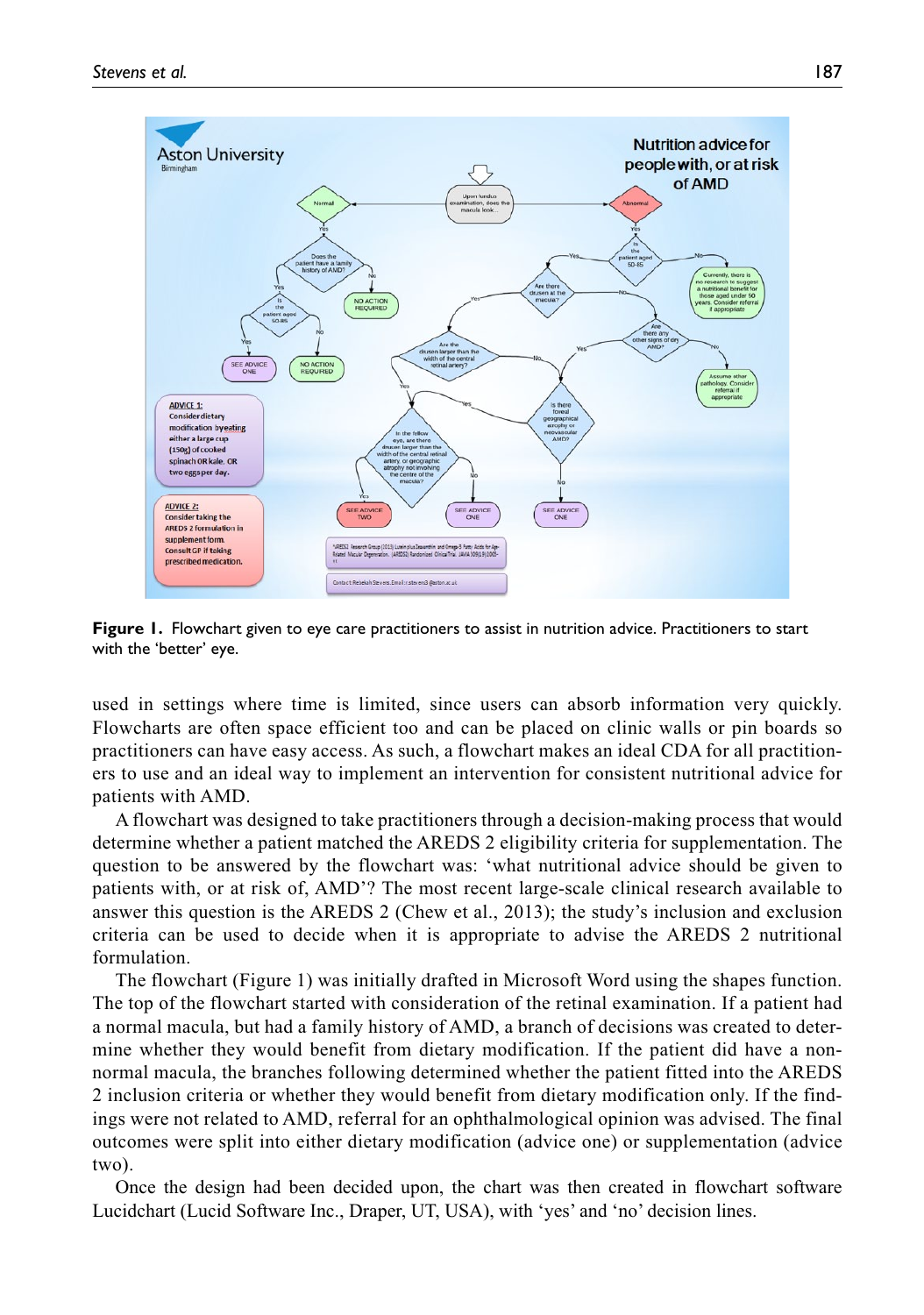**Figure 1.** Flowchart given to eye care practitioners to assist in nutrition advice. Practitioners to start with the 'better' eye.

used in settings where time is limited, since users can absorb information very quickly. Flowcharts are often space efficient too and can be placed on clinic walls or pin boards so practitioners can have easy access. As such, a flowchart makes an ideal CDA for all practitioners to use and an ideal way to implement an intervention for consistent nutritional advice for patients with AMD.

A flowchart was designed to take practitioners through a decision-making process that would determine whether a patient matched the AREDS 2 eligibility criteria for supplementation. The question to be answered by the flowchart was: 'what nutritional advice should be given to patients with, or at risk of, AMD'? The most recent large-scale clinical research available to answer this question is the AREDS 2 (Chew et al., 2013); the study's inclusion and exclusion criteria can be used to decide when it is appropriate to advise the AREDS 2 nutritional formulation.

The flowchart (Figure 1) was initially drafted in Microsoft Word using the shapes function. The top of the flowchart started with consideration of the retinal examination. If a patient had a normal macula, but had a family history of AMD, a branch of decisions was created to determine whether they would benefit from dietary modification. If the patient did have a non-normal macula, the branches following determined whether the patient fitted into the AREDS 2 inclusion criteria or whether they would benefit from dietary modification only. If the findings were not related to AMD, referral for an ophthalmological opinion was advised. The final outcomes were split into either dietary modification (advice one) or supplementation (advice two).

Once the design had been decided upon, the chart was then created in flowchart software Lucidchart (Lucid Software Inc., Draper, UT, USA), with 'yes' and 'no' decision lines.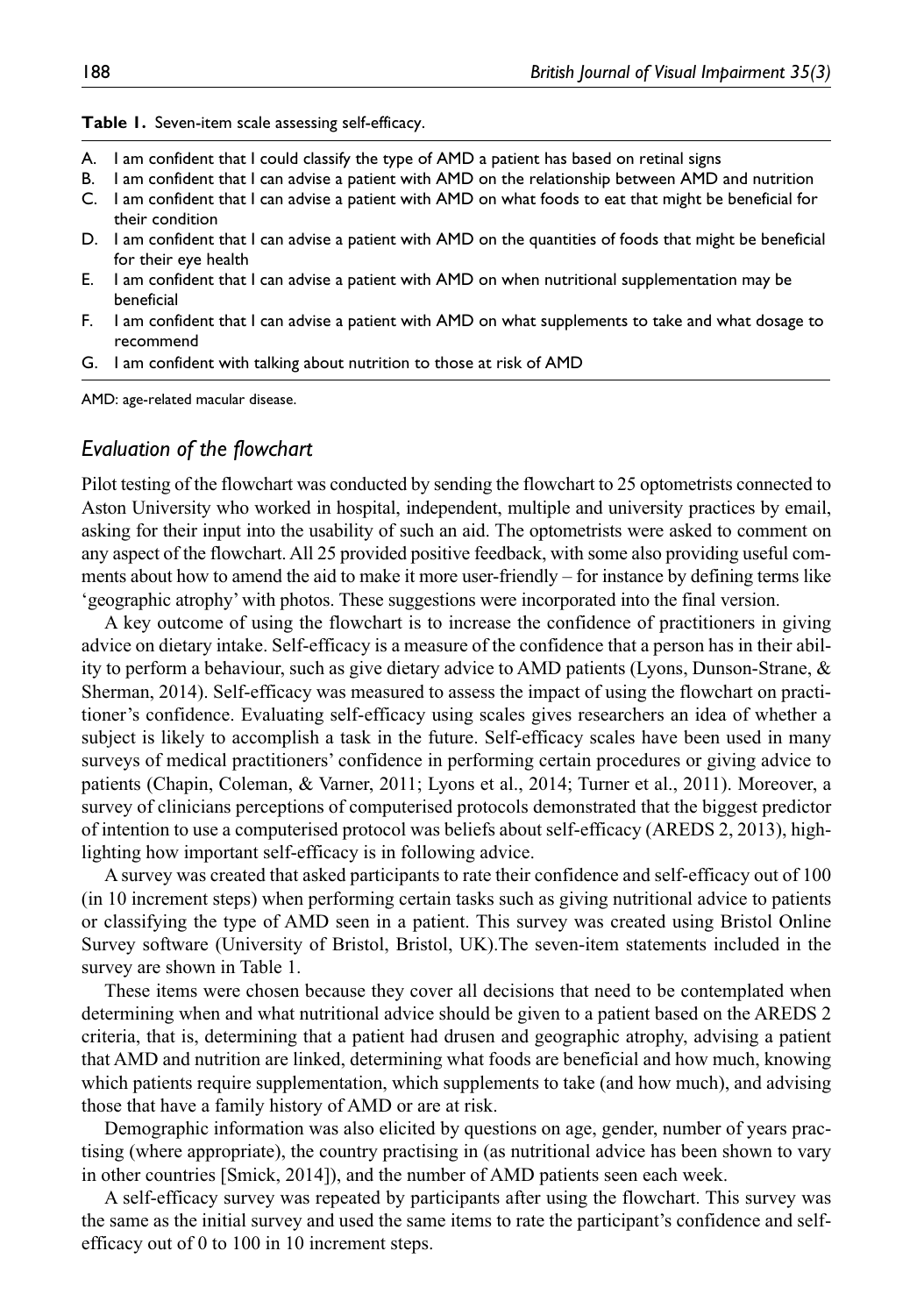**Table 1.** Seven-item scale assessing self-efficacy.

| | |
|---|---|
| A. | I am confident that I could classify the type of AMD a patient has based on retinal signs |
| B. | I am confident that I can advise a patient with AMD on the relationship between AMD and nutrition |
| C. | I am confident that I can advise a patient with AMD on what foods to eat that might be beneficial for their condition |
| D. | I am confident that I can advise a patient with AMD on the quantities of foods that might be beneficial for their eye health |
| E. | I am confident that I can advise a patient with AMD on when nutritional supplementation may be beneficial |
| F. | I am confident that I can advise a patient with AMD on what supplements to take and what dosage to recommend |
| G. | I am confident with talking about nutrition to those at risk of AMD |

AMD: age-related macular disease.

## *Evaluation of the flowchart*

Pilot testing of the flowchart was conducted by sending the flowchart to 25 optometrists connected to Aston University who worked in hospital, independent, multiple and university practices by email, asking for their input into the usability of such an aid. The optometrists were asked to comment on any aspect of the flowchart. All 25 provided positive feedback, with some also providing useful comments about how to amend the aid to make it more user-friendly – for instance by defining terms like 'geographic atrophy' with photos. These suggestions were incorporated into the final version.

A key outcome of using the flowchart is to increase the confidence of practitioners in giving advice on dietary intake. Self-efficacy is a measure of the confidence that a person has in their ability to perform a behaviour, such as give dietary advice to AMD patients (Lyons, Dunson-Strane, & Sherman, 2014). Self-efficacy was measured to assess the impact of using the flowchart on practitioner's confidence. Evaluating self-efficacy using scales gives researchers an idea of whether a subject is likely to accomplish a task in the future. Self-efficacy scales have been used in many surveys of medical practitioners' confidence in performing certain procedures or giving advice to patients (Chapin, Coleman, & Varner, 2011; Lyons et al., 2014; Turner et al., 2011). Moreover, a survey of clinicians perceptions of computerised protocols demonstrated that the biggest predictor of intention to use a computerised protocol was beliefs about self-efficacy (AREDS 2, 2013), highlighting how important self-efficacy is in following advice.

A survey was created that asked participants to rate their confidence and self-efficacy out of 100 (in 10 increment steps) when performing certain tasks such as giving nutritional advice to patients or classifying the type of AMD seen in a patient. This survey was created using Bristol Online Survey software (University of Bristol, Bristol, UK).The seven-item statements included in the survey are shown in Table 1.

These items were chosen because they cover all decisions that need to be contemplated when determining when and what nutritional advice should be given to a patient based on the AREDS 2 criteria, that is, determining that a patient had drusen and geographic atrophy, advising a patient that AMD and nutrition are linked, determining what foods are beneficial and how much, knowing which patients require supplementation, which supplements to take (and how much), and advising those that have a family history of AMD or are at risk.

Demographic information was also elicited by questions on age, gender, number of years practising (where appropriate), the country practising in (as nutritional advice has been shown to vary in other countries [Smick, 2014]), and the number of AMD patients seen each week.

A self-efficacy survey was repeated by participants after using the flowchart. This survey was the same as the initial survey and used the same items to rate the participant's confidence and self-efficacy out of 0 to 100 in 10 increment steps.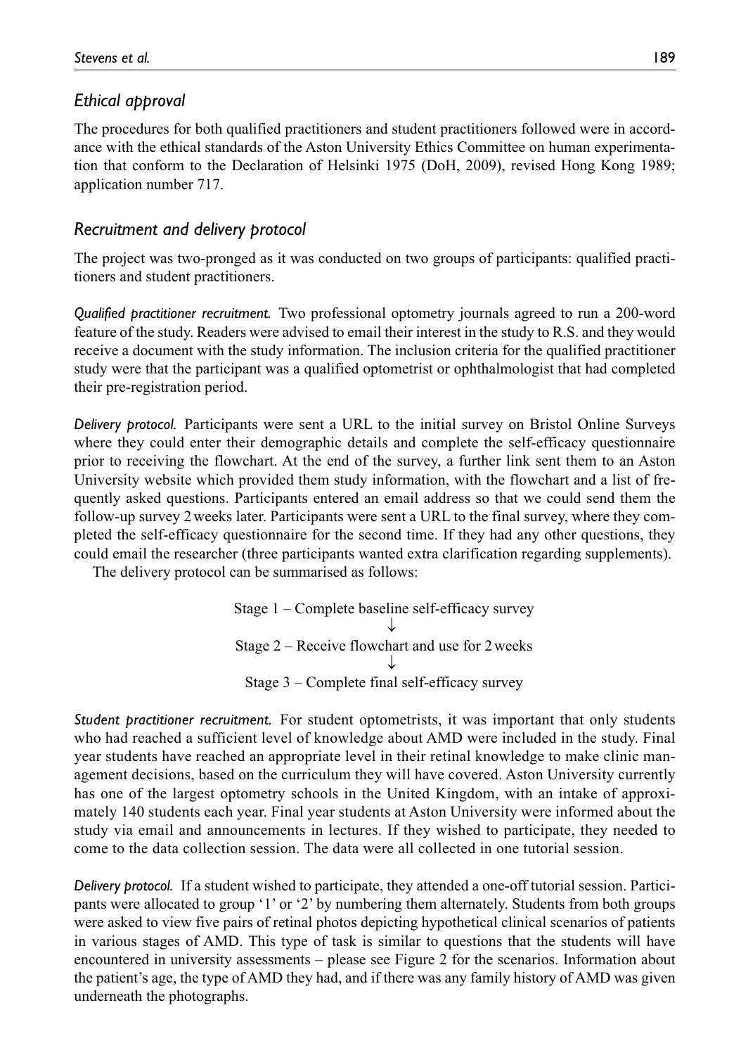## *Ethical approval*

The procedures for both qualified practitioners and student practitioners followed were in accordance with the ethical standards of the Aston University Ethics Committee on human experimentation that conform to the Declaration of Helsinki 1975 (DoH, 2009), revised Hong Kong 1989; application number 717.

## *Recruitment and delivery protocol*

The project was two-pronged as it was conducted on two groups of participants: qualified practitioners and student practitioners.

*Qualified practitioner recruitment.* Two professional optometry journals agreed to run a 200-word feature of the study. Readers were advised to email their interest in the study to R.S. and they would receive a document with the study information. The inclusion criteria for the qualified practitioner study were that the participant was a qualified optometrist or ophthalmologist that had completed their pre-registration period.

*Delivery protocol.* Participants were sent a URL to the initial survey on Bristol Online Surveys where they could enter their demographic details and complete the self-efficacy questionnaire prior to receiving the flowchart. At the end of the survey, a further link sent them to an Aston University website which provided them study information, with the flowchart and a list of frequently asked questions. Participants entered an email address so that we could send them the follow-up survey 2 weeks later. Participants were sent a URL to the final survey, where they completed the self-efficacy questionnaire for the second time. If they had any other questions, they could email the researcher (three participants wanted extra clarification regarding supplements).

The delivery protocol can be summarised as follows:

Stage 1 – Complete baseline self-efficacy survey
↓
Stage 2 – Receive flowchart and use for 2 weeks
↓
Stage 3 – Complete final self-efficacy survey

*Student practitioner recruitment.* For student optometrists, it was important that only students who had reached a sufficient level of knowledge about AMD were included in the study. Final year students have reached an appropriate level in their retinal knowledge to make clinic management decisions, based on the curriculum they will have covered. Aston University currently has one of the largest optometry schools in the United Kingdom, with an intake of approximately 140 students each year. Final year students at Aston University were informed about the study via email and announcements in lectures. If they wished to participate, they needed to come to the data collection session. The data were all collected in one tutorial session.

*Delivery protocol.* If a student wished to participate, they attended a one-off tutorial session. Participants were allocated to group '1' or '2' by numbering them alternately. Students from both groups were asked to view five pairs of retinal photos depicting hypothetical clinical scenarios of patients in various stages of AMD. This type of task is similar to questions that the students will have encountered in university assessments – please see Figure 2 for the scenarios. Information about the patient's age, the type of AMD they had, and if there was any family history of AMD was given underneath the photographs.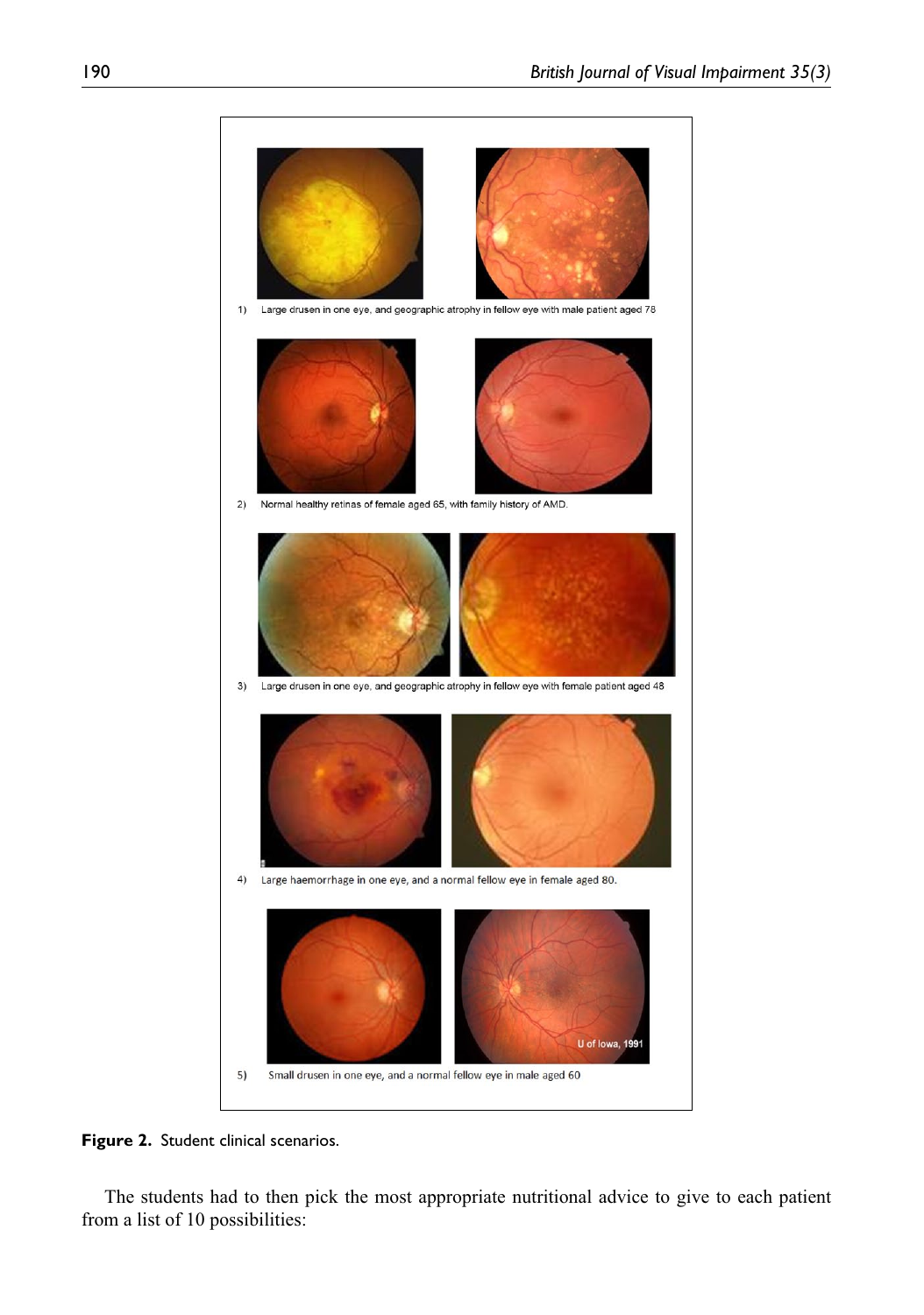1) Large drusen in one eye, and geographic atrophy in fellow eye with male patient aged 78

2) Normal healthy retinas of female aged 65, with family history of AMD.

3) Large drusen in one eye, and geographic atrophy in fellow eye with female patient aged 48

4) Large haemorrhage in one eye, and a normal fellow eye in female aged 80.

U of Iowa, 1991

5) Small drusen in one eye, and a normal fellow eye in male aged 60

**Figure 2.** Student clinical scenarios.

The students had to then pick the most appropriate nutritional advice to give to each patient from a list of 10 possibilities: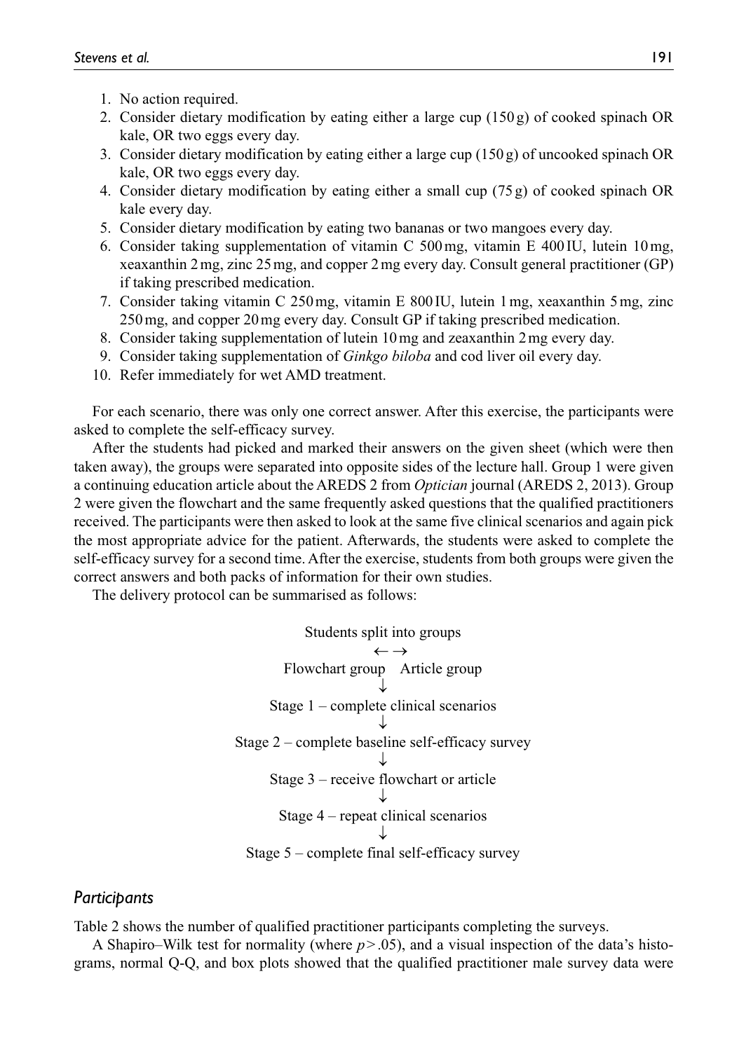1. No action required.
2. Consider dietary modification by eating either a large cup (150 g) of cooked spinach OR kale, OR two eggs every day.
3. Consider dietary modification by eating either a large cup (150 g) of uncooked spinach OR kale, OR two eggs every day.
4. Consider dietary modification by eating either a small cup (75 g) of cooked spinach OR kale every day.
5. Consider dietary modification by eating two bananas or two mangoes every day.
6. Consider taking supplementation of vitamin C 500 mg, vitamin E 400 IU, lutein 10 mg, xeaxanthin 2 mg, zinc 25 mg, and copper 2 mg every day. Consult general practitioner (GP) if taking prescribed medication.
7. Consider taking vitamin C 250 mg, vitamin E 800 IU, lutein 1 mg, xeaxanthin 5 mg, zinc 250 mg, and copper 20 mg every day. Consult GP if taking prescribed medication.
8. Consider taking supplementation of lutein 10 mg and zeaxanthin 2 mg every day.
9. Consider taking supplementation of *Ginkgo biloba* and cod liver oil every day.
10. Refer immediately for wet AMD treatment.

For each scenario, there was only one correct answer. After this exercise, the participants were asked to complete the self-efficacy survey.

After the students had picked and marked their answers on the given sheet (which were then taken away), the groups were separated into opposite sides of the lecture hall. Group 1 were given a continuing education article about the AREDS 2 from *Optician* journal (AREDS 2, 2013). Group 2 were given the flowchart and the same frequently asked questions that the qualified practitioners received. The participants were then asked to look at the same five clinical scenarios and again pick the most appropriate advice for the patient. Afterwards, the students were asked to complete the self-efficacy survey for a second time. After the exercise, students from both groups were given the correct answers and both packs of information for their own studies.

The delivery protocol can be summarised as follows:

Students split into groups
← →
Flowchart group    Article group
↓
Stage 1 – complete clinical scenarios
↓
Stage 2 – complete baseline self-efficacy survey
↓
Stage 3 – receive flowchart or article
↓
Stage 4 – repeat clinical scenarios
↓
Stage 5 – complete final self-efficacy survey

### *Participants*

Table 2 shows the number of qualified practitioner participants completing the surveys.

A Shapiro–Wilk test for normality (where $p > .05$), and a visual inspection of the data's histograms, normal Q-Q, and box plots showed that the qualified practitioner male survey data were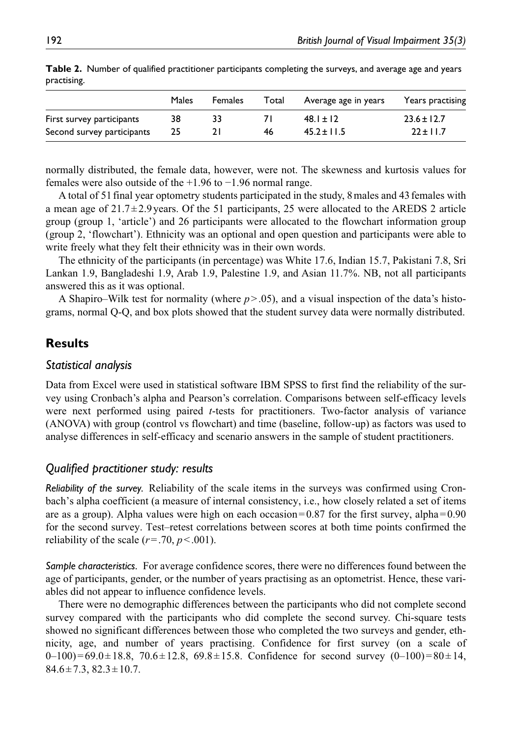**Table 2.** Number of qualified practitioner participants completing the surveys, and average age and years practising.

| | Males | Females | Total | Average age in years | Years practising |
|---|---|---|---|---|---|
| First survey participants | 38 | 33 | 71 | 48.1 ± 12 | 23.6 ± 12.7 |
| Second survey participants | 25 | 21 | 46 | 45.2 ± 11.5 | 22 ± 11.7 |

normally distributed, the female data, however, were not. The skewness and kurtosis values for females were also outside of the +1.96 to −1.96 normal range.

A total of 51 final year optometry students participated in the study, 8 males and 43 females with a mean age of 21.7 ± 2.9 years. Of the 51 participants, 25 were allocated to the AREDS 2 article group (group 1, 'article') and 26 participants were allocated to the flowchart information group (group 2, 'flowchart'). Ethnicity was an optional and open question and participants were able to write freely what they felt their ethnicity was in their own words.

The ethnicity of the participants (in percentage) was White 17.6, Indian 15.7, Pakistani 7.8, Sri Lankan 1.9, Bangladeshi 1.9, Arab 1.9, Palestine 1.9, and Asian 11.7%. NB, not all participants answered this as it was optional.

A Shapiro–Wilk test for normality (where $p > .05$), and a visual inspection of the data's histograms, normal Q-Q, and box plots showed that the student survey data were normally distributed.

## Results

### *Statistical analysis*

Data from Excel were used in statistical software IBM SPSS to first find the reliability of the survey using Cronbach's alpha and Pearson's correlation. Comparisons between self-efficacy levels were next performed using paired *t*-tests for practitioners. Two-factor analysis of variance (ANOVA) with group (control vs flowchart) and time (baseline, follow-up) as factors was used to analyse differences in self-efficacy and scenario answers in the sample of student practitioners.

### *Qualified practitioner study: results*

*Reliability of the survey.* Reliability of the scale items in the surveys was confirmed using Cronbach's alpha coefficient (a measure of internal consistency, i.e., how closely related a set of items are as a group). Alpha values were high on each occasion = 0.87 for the first survey, alpha = 0.90 for the second survey. Test–retest correlations between scores at both time points confirmed the reliability of the scale ($r = .70$, $p < .001$).

*Sample characteristics.* For average confidence scores, there were no differences found between the age of participants, gender, or the number of years practising as an optometrist. Hence, these variables did not appear to influence confidence levels.

There were no demographic differences between the participants who did not complete second survey compared with the participants who did complete the second survey. Chi-square tests showed no significant differences between those who completed the two surveys and gender, ethnicity, age, and number of years practising. Confidence for first survey (on a scale of 0–100) = 69.0 ± 18.8, 70.6 ± 12.8, 69.8 ± 15.8. Confidence for second survey (0–100) = 80 ± 14, 84.6 ± 7.3, 82.3 ± 10.7.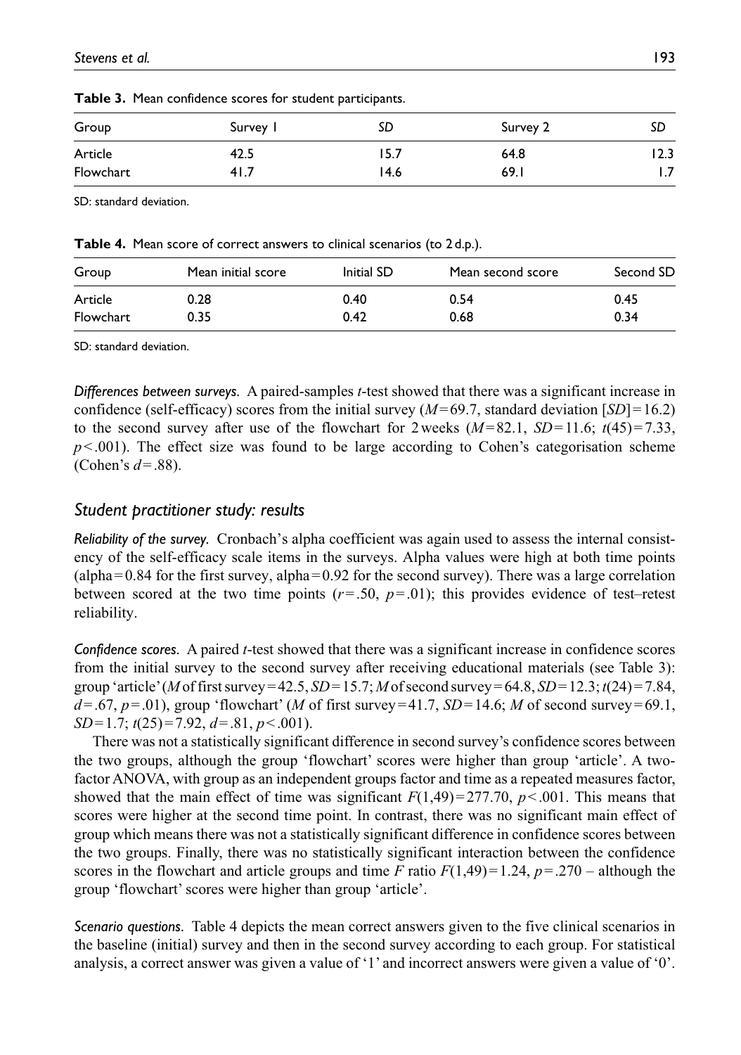**Table 3.** Mean confidence scores for student participants.

| Group | Survey 1 | SD | Survey 2 | SD |
|---|---|---|---|---|
| Article | 42.5 | 15.7 | 64.8 | 12.3 |
| Flowchart | 41.7 | 14.6 | 69.1 | 1.7 |

SD: standard deviation.

**Table 4.** Mean score of correct answers to clinical scenarios (to 2 d.p.).

| Group | Mean initial score | Initial SD | Mean second score | Second SD |
|---|---|---|---|---|
| Article | 0.28 | 0.40 | 0.54 | 0.45 |
| Flowchart | 0.35 | 0.42 | 0.68 | 0.34 |

SD: standard deviation.

*Differences between surveys.* A paired-samples *t*-test showed that there was a significant increase in confidence (self-efficacy) scores from the initial survey ($M = 69.7$, standard deviation [$SD$] $= 16.2$) to the second survey after use of the flowchart for 2 weeks ($M = 82.1$, $SD = 11.6$; $t(45) = 7.33$, $p < .001$). The effect size was found to be large according to Cohen's categorisation scheme (Cohen's $d = .88$).

## Student practitioner study: results

*Reliability of the survey.* Cronbach's alpha coefficient was again used to assess the internal consistency of the self-efficacy scale items in the surveys. Alpha values were high at both time points (alpha = 0.84 for the first survey, alpha = 0.92 for the second survey). There was a large correlation between scored at the two time points ($r = .50$, $p = .01$); this provides evidence of test–retest reliability.

*Confidence scores.* A paired *t*-test showed that there was a significant increase in confidence scores from the initial survey to the second survey after receiving educational materials (see Table 3): group 'article' ($M$ of first survey = 42.5, $SD = 15.7$; $M$ of second survey = 64.8, $SD = 12.3$; $t(24) = 7.84$, $d = .67$, $p = .01$), group 'flowchart' ($M$ of first survey = 41.7, $SD = 14.6$; $M$ of second survey = 69.1, $SD = 1.7$; $t(25) = 7.92$, $d = .81$, $p < .001$).

There was not a statistically significant difference in second survey's confidence scores between the two groups, although the group 'flowchart' scores were higher than group 'article'. A two-factor ANOVA, with group as an independent groups factor and time as a repeated measures factor, showed that the main effect of time was significant $F(1,49) = 277.70$, $p < .001$. This means that scores were higher at the second time point. In contrast, there was no significant main effect of group which means there was not a statistically significant difference in confidence scores between the two groups. Finally, there was no statistically significant interaction between the confidence scores in the flowchart and article groups and time *F* ratio $F(1,49) = 1.24$, $p = .270$ – although the group 'flowchart' scores were higher than group 'article'.

*Scenario questions.* Table 4 depicts the mean correct answers given to the five clinical scenarios in the baseline (initial) survey and then in the second survey according to each group. For statistical analysis, a correct answer was given a value of '1' and incorrect answers were given a value of '0'.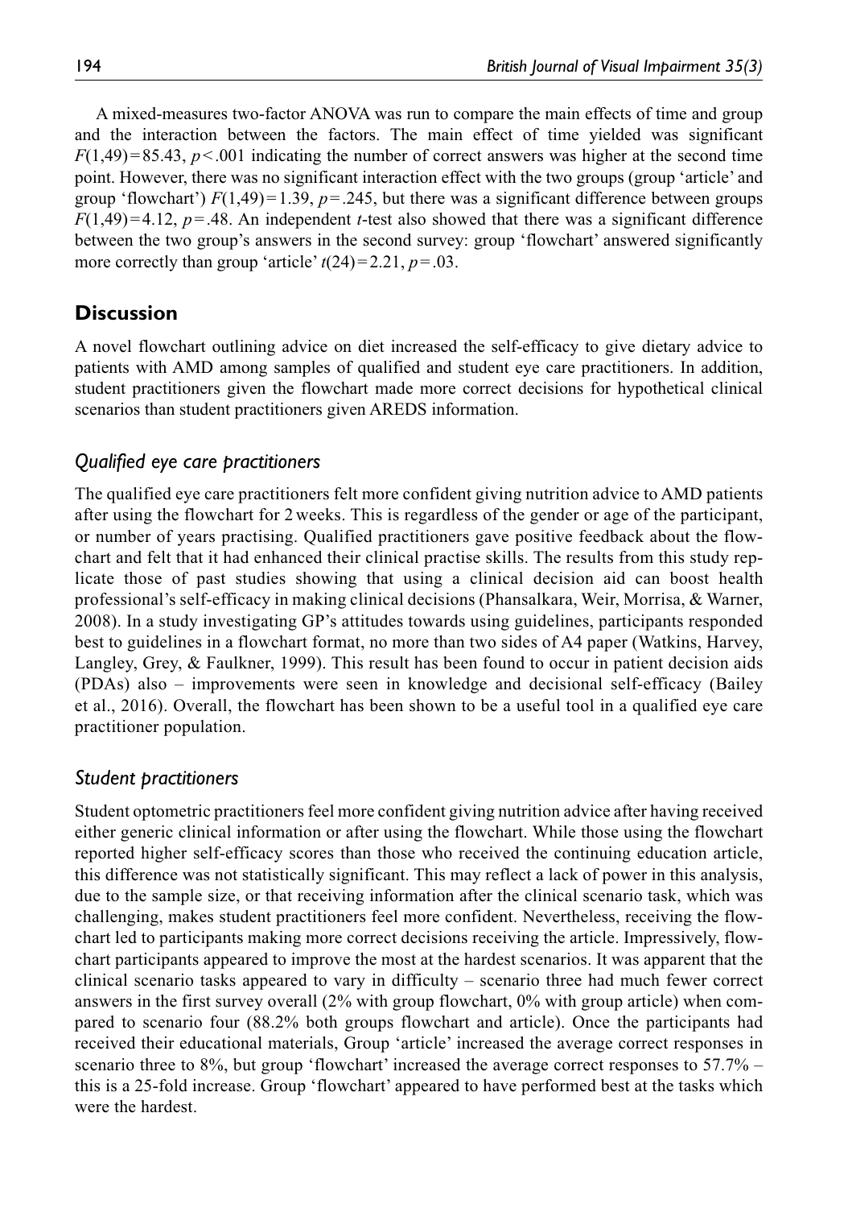A mixed-measures two-factor ANOVA was run to compare the main effects of time and group and the interaction between the factors. The main effect of time yielded was significant $F(1,49)=85.43$, $p<.001$ indicating the number of correct answers was higher at the second time point. However, there was no significant interaction effect with the two groups (group 'article' and group 'flowchart') $F(1,49)=1.39$, $p=.245$, but there was a significant difference between groups $F(1,49)=4.12$, $p=.48$. An independent $t$-test also showed that there was a significant difference between the two group's answers in the second survey: group 'flowchart' answered significantly more correctly than group 'article' $t(24)=2.21$, $p=.03$.

## Discussion

A novel flowchart outlining advice on diet increased the self-efficacy to give dietary advice to patients with AMD among samples of qualified and student eye care practitioners. In addition, student practitioners given the flowchart made more correct decisions for hypothetical clinical scenarios than student practitioners given AREDS information.

### *Qualified eye care practitioners*

The qualified eye care practitioners felt more confident giving nutrition advice to AMD patients after using the flowchart for 2 weeks. This is regardless of the gender or age of the participant, or number of years practising. Qualified practitioners gave positive feedback about the flowchart and felt that it had enhanced their clinical practise skills. The results from this study replicate those of past studies showing that using a clinical decision aid can boost health professional's self-efficacy in making clinical decisions (Phansalkara, Weir, Morrisa, & Warner, 2008). In a study investigating GP's attitudes towards using guidelines, participants responded best to guidelines in a flowchart format, no more than two sides of A4 paper (Watkins, Harvey, Langley, Grey, & Faulkner, 1999). This result has been found to occur in patient decision aids (PDAs) also – improvements were seen in knowledge and decisional self-efficacy (Bailey et al., 2016). Overall, the flowchart has been shown to be a useful tool in a qualified eye care practitioner population.

### *Student practitioners*

Student optometric practitioners feel more confident giving nutrition advice after having received either generic clinical information or after using the flowchart. While those using the flowchart reported higher self-efficacy scores than those who received the continuing education article, this difference was not statistically significant. This may reflect a lack of power in this analysis, due to the sample size, or that receiving information after the clinical scenario task, which was challenging, makes student practitioners feel more confident. Nevertheless, receiving the flowchart led to participants making more correct decisions receiving the article. Impressively, flowchart participants appeared to improve the most at the hardest scenarios. It was apparent that the clinical scenario tasks appeared to vary in difficulty – scenario three had much fewer correct answers in the first survey overall (2% with group flowchart, 0% with group article) when compared to scenario four (88.2% both groups flowchart and article). Once the participants had received their educational materials, Group 'article' increased the average correct responses in scenario three to 8%, but group 'flowchart' increased the average correct responses to 57.7% – this is a 25-fold increase. Group 'flowchart' appeared to have performed best at the tasks which were the hardest.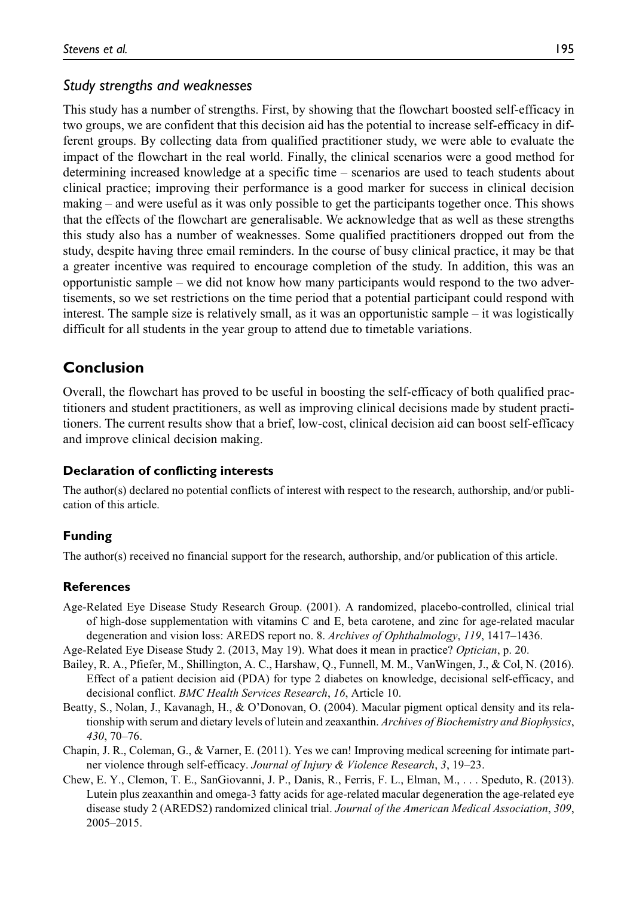### *Study strengths and weaknesses*

This study has a number of strengths. First, by showing that the flowchart boosted self-efficacy in two groups, we are confident that this decision aid has the potential to increase self-efficacy in different groups. By collecting data from qualified practitioner study, we were able to evaluate the impact of the flowchart in the real world. Finally, the clinical scenarios were a good method for determining increased knowledge at a specific time – scenarios are used to teach students about clinical practice; improving their performance is a good marker for success in clinical decision making – and were useful as it was only possible to get the participants together once. This shows that the effects of the flowchart are generalisable. We acknowledge that as well as these strengths this study also has a number of weaknesses. Some qualified practitioners dropped out from the study, despite having three email reminders. In the course of busy clinical practice, it may be that a greater incentive was required to encourage completion of the study. In addition, this was an opportunistic sample – we did not know how many participants would respond to the two advertisements, so we set restrictions on the time period that a potential participant could respond with interest. The sample size is relatively small, as it was an opportunistic sample – it was logistically difficult for all students in the year group to attend due to timetable variations.

## Conclusion

Overall, the flowchart has proved to be useful in boosting the self-efficacy of both qualified practitioners and student practitioners, as well as improving clinical decisions made by student practitioners. The current results show that a brief, low-cost, clinical decision aid can boost self-efficacy and improve clinical decision making.

### Declaration of conflicting interests

The author(s) declared no potential conflicts of interest with respect to the research, authorship, and/or publication of this article.

### Funding

The author(s) received no financial support for the research, authorship, and/or publication of this article.

### References

Age-Related Eye Disease Study Research Group. (2001). A randomized, placebo-controlled, clinical trial of high-dose supplementation with vitamins C and E, beta carotene, and zinc for age-related macular degeneration and vision loss: AREDS report no. 8. *Archives of Ophthalmology*, *119*, 1417–1436.

Age-Related Eye Disease Study 2. (2013, May 19). What does it mean in practice? *Optician*, p. 20.

Bailey, R. A., Pfiefer, M., Shillington, A. C., Harshaw, Q., Funnell, M. M., VanWingen, J., & Col, N. (2016). Effect of a patient decision aid (PDA) for type 2 diabetes on knowledge, decisional self-efficacy, and decisional conflict. *BMC Health Services Research*, *16*, Article 10.

Beatty, S., Nolan, J., Kavanagh, H., & O'Donovan, O. (2004). Macular pigment optical density and its relationship with serum and dietary levels of lutein and zeaxanthin. *Archives of Biochemistry and Biophysics*, *430*, 70–76.

Chapin, J. R., Coleman, G., & Varner, E. (2011). Yes we can! Improving medical screening for intimate partner violence through self-efficacy. *Journal of Injury & Violence Research*, *3*, 19–23.

Chew, E. Y., Clemon, T. E., SanGiovanni, J. P., Danis, R., Ferris, F. L., Elman, M., . . . Speduto, R. (2013). Lutein plus zeaxanthin and omega-3 fatty acids for age-related macular degeneration the age-related eye disease study 2 (AREDS2) randomized clinical trial. *Journal of the American Medical Association*, *309*, 2005–2015.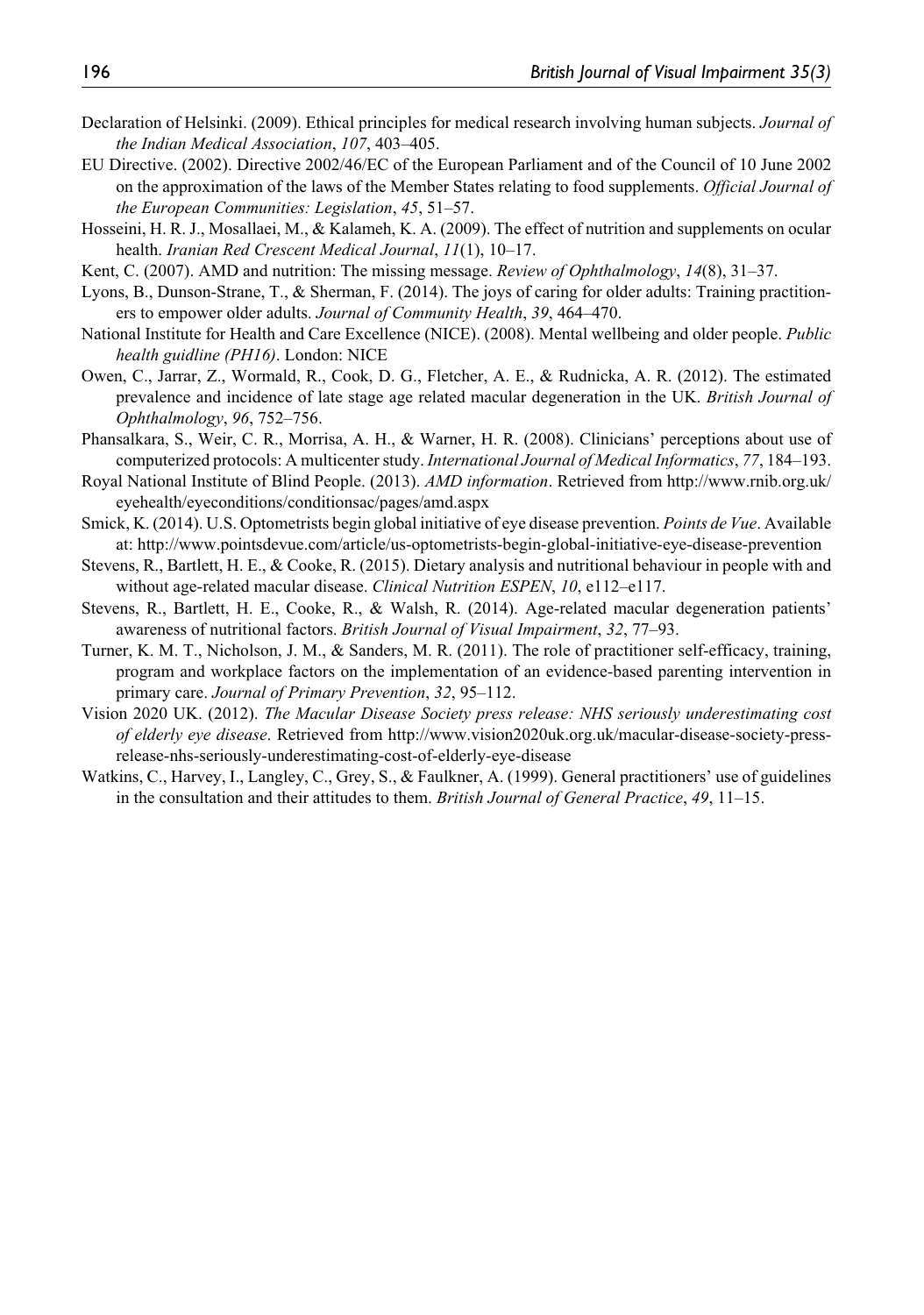Declaration of Helsinki. (2009). Ethical principles for medical research involving human subjects. *Journal of the Indian Medical Association*, *107*, 403–405.

EU Directive. (2002). Directive 2002/46/EC of the European Parliament and of the Council of 10 June 2002 on the approximation of the laws of the Member States relating to food supplements. *Official Journal of the European Communities: Legislation*, *45*, 51–57.

Hosseini, H. R. J., Mosallaei, M., & Kalameh, K. A. (2009). The effect of nutrition and supplements on ocular health. *Iranian Red Crescent Medical Journal*, *11*(1), 10–17.

Kent, C. (2007). AMD and nutrition: The missing message. *Review of Ophthalmology*, *14*(8), 31–37.

Lyons, B., Dunson-Strane, T., & Sherman, F. (2014). The joys of caring for older adults: Training practitioners to empower older adults. *Journal of Community Health*, *39*, 464–470.

National Institute for Health and Care Excellence (NICE). (2008). Mental wellbeing and older people. *Public health guidline (PH16)*. London: NICE

Owen, C., Jarrar, Z., Wormald, R., Cook, D. G., Fletcher, A. E., & Rudnicka, A. R. (2012). The estimated prevalence and incidence of late stage age related macular degeneration in the UK. *British Journal of Ophthalmology*, *96*, 752–756.

Phansalkara, S., Weir, C. R., Morrisa, A. H., & Warner, H. R. (2008). Clinicians' perceptions about use of computerized protocols: A multicenter study. *International Journal of Medical Informatics*, *77*, 184–193.

Royal National Institute of Blind People. (2013). *AMD information*. Retrieved from http://www.rnib.org.uk/eyehealth/eyeconditions/conditionsac/pages/amd.aspx

Smick, K. (2014). U.S. Optometrists begin global initiative of eye disease prevention. *Points de Vue*. Available at: http://www.pointsdevue.com/article/us-optometrists-begin-global-initiative-eye-disease-prevention

Stevens, R., Bartlett, H. E., & Cooke, R. (2015). Dietary analysis and nutritional behaviour in people with and without age-related macular disease. *Clinical Nutrition ESPEN*, *10*, e112–e117.

Stevens, R., Bartlett, H. E., Cooke, R., & Walsh, R. (2014). Age-related macular degeneration patients' awareness of nutritional factors. *British Journal of Visual Impairment*, *32*, 77–93.

Turner, K. M. T., Nicholson, J. M., & Sanders, M. R. (2011). The role of practitioner self-efficacy, training, program and workplace factors on the implementation of an evidence-based parenting intervention in primary care. *Journal of Primary Prevention*, *32*, 95–112.

Vision 2020 UK. (2012). *The Macular Disease Society press release: NHS seriously underestimating cost of elderly eye disease*. Retrieved from http://www.vision2020uk.org.uk/macular-disease-society-press-release-nhs-seriously-underestimating-cost-of-elderly-eye-disease

Watkins, C., Harvey, I., Langley, C., Grey, S., & Faulkner, A. (1999). General practitioners' use of guidelines in the consultation and their attitudes to them. *British Journal of General Practice*, *49*, 11–15.